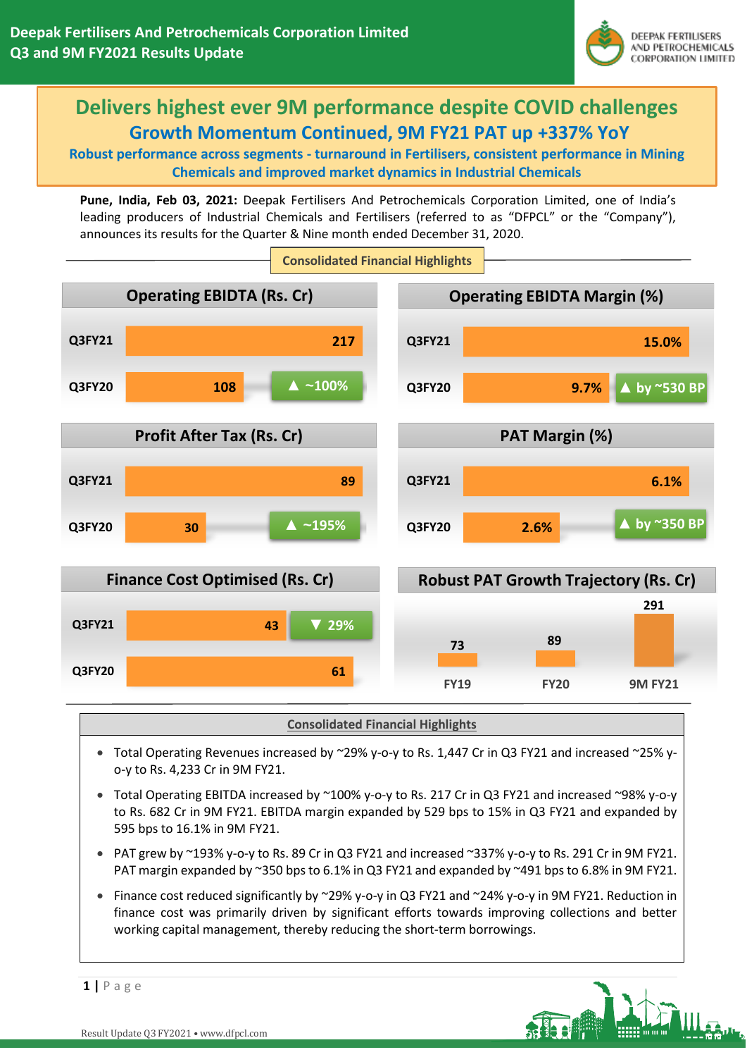# Deepak Fertilisers And Petrochemicals Corporation Limited
## Q3 and 9M FY2021 Results Update

## Delivers highest ever 9M performance despite COVID challenges

### Growth Momentum Continued, 9M FY21 PAT up +337% YoY

**Robust performance across segments - turnaround in Fertilisers, consistent performance in Mining Chemicals and improved market dynamics in Industrial Chemicals**

**Pune, India, Feb 03, 2021:** Deepak Fertilisers And Petrochemicals Corporation Limited, one of India's leading producers of Industrial Chemicals and Fertilisers (referred to as "DFPCL" or the "Company"), announces its results for the Quarter & Nine month ended December 31, 2020.

### Consolidated Financial Highlights

**Operating EBIDTA (Rs. Cr)**

| Period | Value | Change |
|---|---|---|
| Q3FY21 | 217 | |
| Q3FY20 | 108 | ▲ ~100% |

**Operating EBIDTA Margin (%)**

| Period | Value | Change |
|---|---|---|
| Q3FY21 | 15.0% | |
| Q3FY20 | 9.7% | ▲ by ~530 BP |

**Profit After Tax (Rs. Cr)**

| Period | Value | Change |
|---|---|---|
| Q3FY21 | 89 | |
| Q3FY20 | 30 | ▲ ~195% |

**PAT Margin (%)**

| Period | Value | Change |
|---|---|---|
| Q3FY21 | 6.1% | |
| Q3FY20 | 2.6% | ▲ by ~350 BP |

**Finance Cost Optimised (Rs. Cr)**

| Period | Value | Change |
|---|---|---|
| Q3FY21 | 43 | ▼ 29% |
| Q3FY20 | 61 | |

**Robust PAT Growth Trajectory (Rs. Cr)**

| FY19 | FY20 | 9M FY21 |
|---|---|---|
| 73 | 89 | 291 |

### Consolidated Financial Highlights

- Total Operating Revenues increased by ~29% y-o-y to Rs. 1,447 Cr in Q3 FY21 and increased ~25% y-o-y to Rs. 4,233 Cr in 9M FY21.
- Total Operating EBITDA increased by ~100% y-o-y to Rs. 217 Cr in Q3 FY21 and increased ~98% y-o-y to Rs. 682 Cr in 9M FY21. EBITDA margin expanded by 529 bps to 15% in Q3 FY21 and expanded by 595 bps to 16.1% in 9M FY21.
- PAT grew by ~193% y-o-y to Rs. 89 Cr in Q3 FY21 and increased ~337% y-o-y to Rs. 291 Cr in 9M FY21. PAT margin expanded by ~350 bps to 6.1% in Q3 FY21 and expanded by ~491 bps to 6.8% in 9M FY21.
- Finance cost reduced significantly by ~29% y-o-y in Q3 FY21 and ~24% y-o-y in 9M FY21. Reduction in finance cost was primarily driven by significant efforts towards improving collections and better working capital management, thereby reducing the short-term borrowings.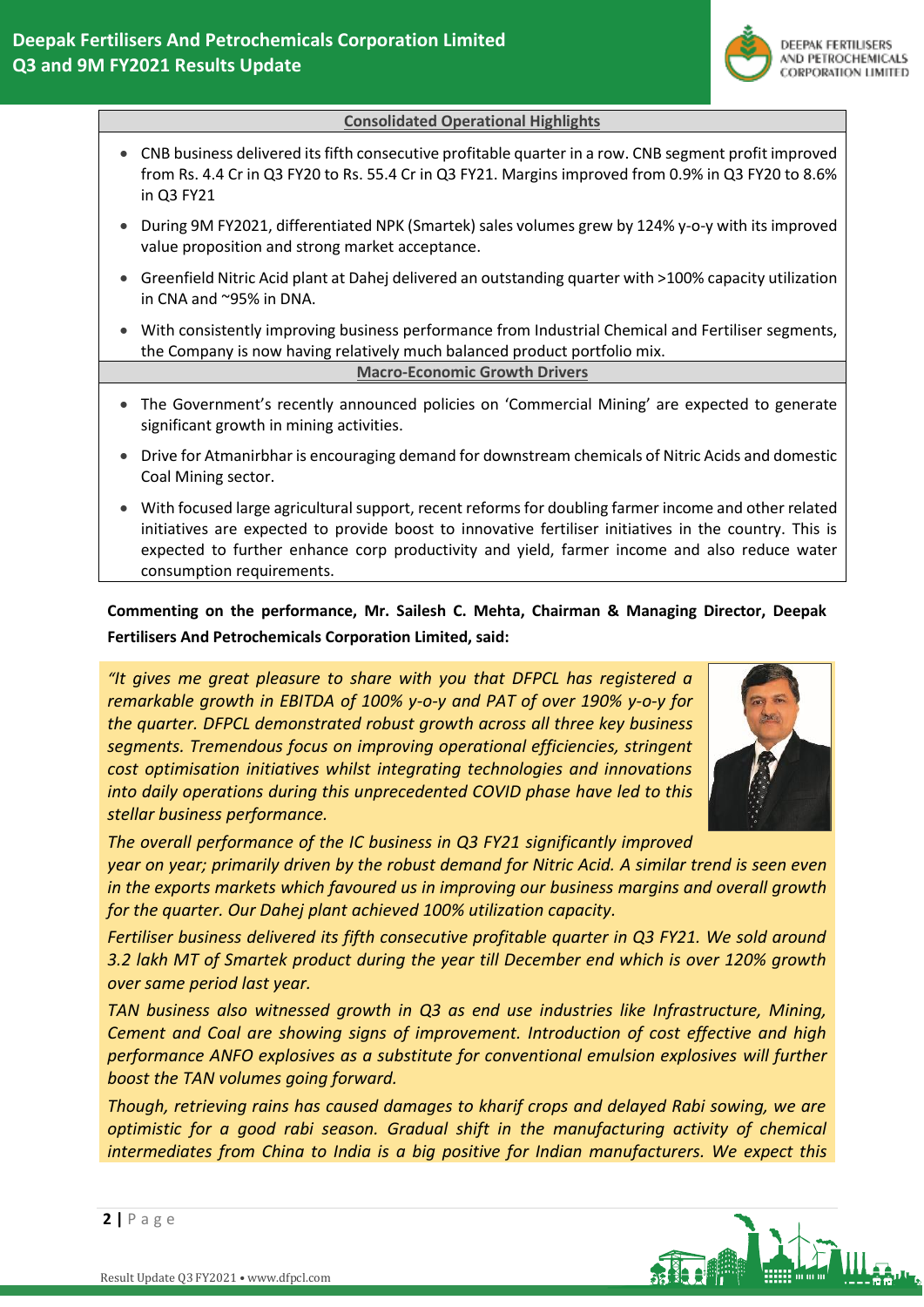## Consolidated Operational Highlights

- CNB business delivered its fifth consecutive profitable quarter in a row. CNB segment profit improved from Rs. 4.4 Cr in Q3 FY20 to Rs. 55.4 Cr in Q3 FY21. Margins improved from 0.9% in Q3 FY20 to 8.6% in Q3 FY21
- During 9M FY2021, differentiated NPK (Smartek) sales volumes grew by 124% y-o-y with its improved value proposition and strong market acceptance.
- Greenfield Nitric Acid plant at Dahej delivered an outstanding quarter with >100% capacity utilization in CNA and ~95% in DNA.
- With consistently improving business performance from Industrial Chemical and Fertiliser segments, the Company is now having relatively much balanced product portfolio mix.

## Macro-Economic Growth Drivers

- The Government's recently announced policies on 'Commercial Mining' are expected to generate significant growth in mining activities.
- Drive for Atmanirbhar is encouraging demand for downstream chemicals of Nitric Acids and domestic Coal Mining sector.
- With focused large agricultural support, recent reforms for doubling farmer income and other related initiatives are expected to provide boost to innovative fertiliser initiatives in the country. This is expected to further enhance corp productivity and yield, farmer income and also reduce water consumption requirements.

**Commenting on the performance, Mr. Sailesh C. Mehta, Chairman & Managing Director, Deepak Fertilisers And Petrochemicals Corporation Limited, said:**

*"It gives me great pleasure to share with you that DFPCL has registered a remarkable growth in EBITDA of 100% y-o-y and PAT of over 190% y-o-y for the quarter. DFPCL demonstrated robust growth across all three key business segments. Tremendous focus on improving operational efficiencies, stringent cost optimisation initiatives whilst integrating technologies and innovations into daily operations during this unprecedented COVID phase have led to this stellar business performance.*

*The overall performance of the IC business in Q3 FY21 significantly improved year on year; primarily driven by the robust demand for Nitric Acid. A similar trend is seen even in the exports markets which favoured us in improving our business margins and overall growth for the quarter. Our Dahej plant achieved 100% utilization capacity.*

*Fertiliser business delivered its fifth consecutive profitable quarter in Q3 FY21. We sold around 3.2 lakh MT of Smartek product during the year till December end which is over 120% growth over same period last year.*

*TAN business also witnessed growth in Q3 as end use industries like Infrastructure, Mining, Cement and Coal are showing signs of improvement. Introduction of cost effective and high performance ANFO explosives as a substitute for conventional emulsion explosives will further boost the TAN volumes going forward.*

*Though, retrieving rains has caused damages to kharif crops and delayed Rabi sowing, we are optimistic for a good rabi season. Gradual shift in the manufacturing activity of chemical intermediates from China to India is a big positive for Indian manufacturers. We expect this*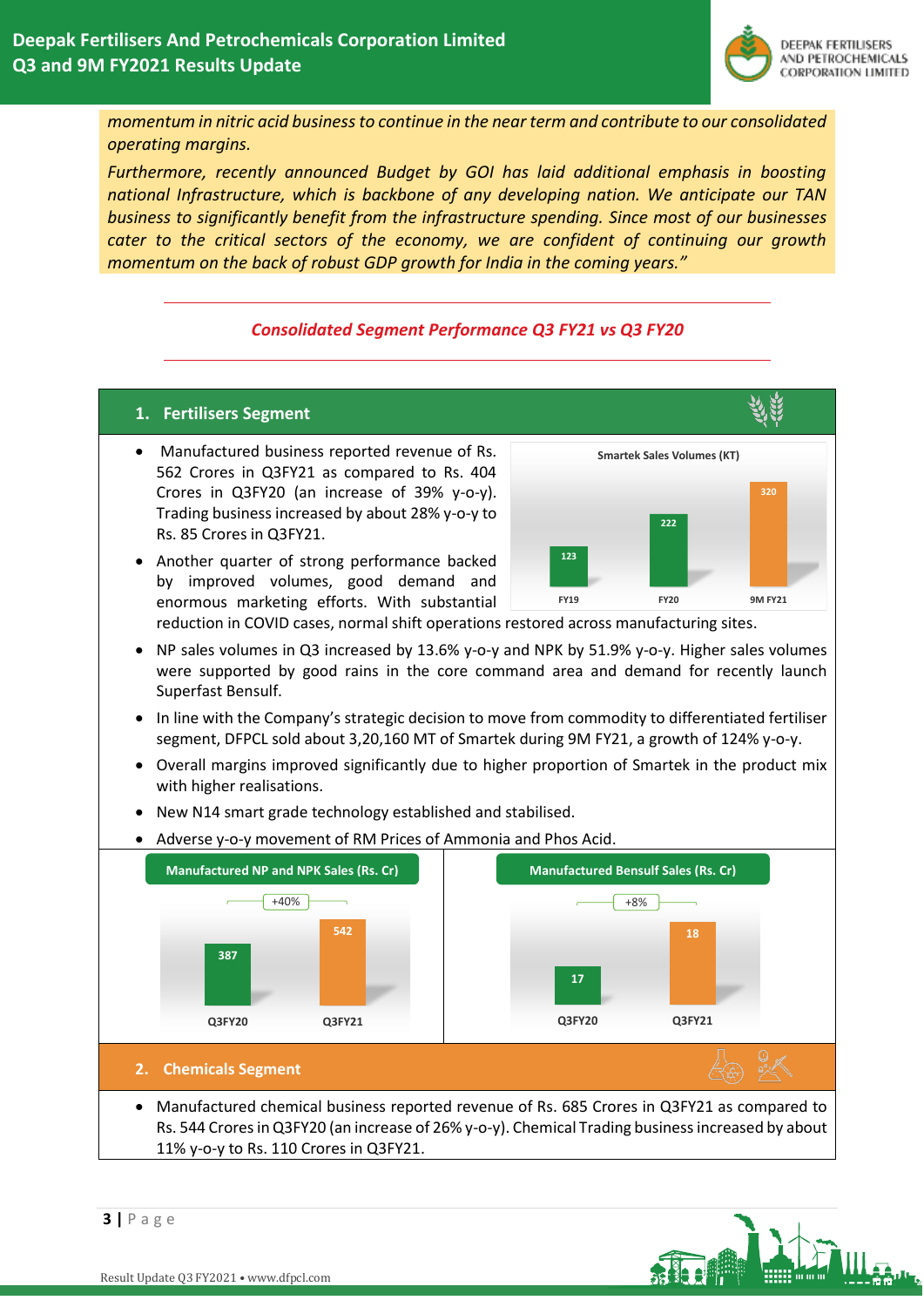*momentum in nitric acid business to continue in the near term and contribute to our consolidated operating margins.*

*Furthermore, recently announced Budget by GOI has laid additional emphasis in boosting national Infrastructure, which is backbone of any developing nation. We anticipate our TAN business to significantly benefit from the infrastructure spending. Since most of our businesses cater to the critical sectors of the economy, we are confident of continuing our growth momentum on the back of robust GDP growth for India in the coming years."*

---

## *Consolidated Segment Performance Q3 FY21 vs Q3 FY20*

---

### 1. Fertilisers Segment

- Manufactured business reported revenue of Rs. 562 Crores in Q3FY21 as compared to Rs. 404 Crores in Q3FY20 (an increase of 39% y-o-y). Trading business increased by about 28% y-o-y to Rs. 85 Crores in Q3FY21.
- Another quarter of strong performance backed by improved volumes, good demand and enormous marketing efforts. With substantial reduction in COVID cases, normal shift operations restored across manufacturing sites.
- NP sales volumes in Q3 increased by 13.6% y-o-y and NPK by 51.9% y-o-y. Higher sales volumes were supported by good rains in the core command area and demand for recently launch Superfast Bensulf.
- In line with the Company's strategic decision to move from commodity to differentiated fertiliser segment, DFPCL sold about 3,20,160 MT of Smartek during 9M FY21, a growth of 124% y-o-y.
- Overall margins improved significantly due to higher proportion of Smartek in the product mix with higher realisations.
- New N14 smart grade technology established and stabilised.
- Adverse y-o-y movement of RM Prices of Ammonia and Phos Acid.

**Smartek Sales Volumes (KT)**

| FY19 | FY20 | 9M FY21 |
|---|---|---|
| 123 | 222 | 320 |

**Manufactured NP and NPK Sales (Rs. Cr)** (+40%)

| Q3FY20 | Q3FY21 |
|---|---|
| 387 | 542 |

**Manufactured Bensulf Sales (Rs. Cr)** (+8%)

| Q3FY20 | Q3FY21 |
|---|---|
| 17 | 18 |

### 2. Chemicals Segment

- Manufactured chemical business reported revenue of Rs. 685 Crores in Q3FY21 as compared to Rs. 544 Crores in Q3FY20 (an increase of 26% y-o-y). Chemical Trading business increased by about 11% y-o-y to Rs. 110 Crores in Q3FY21.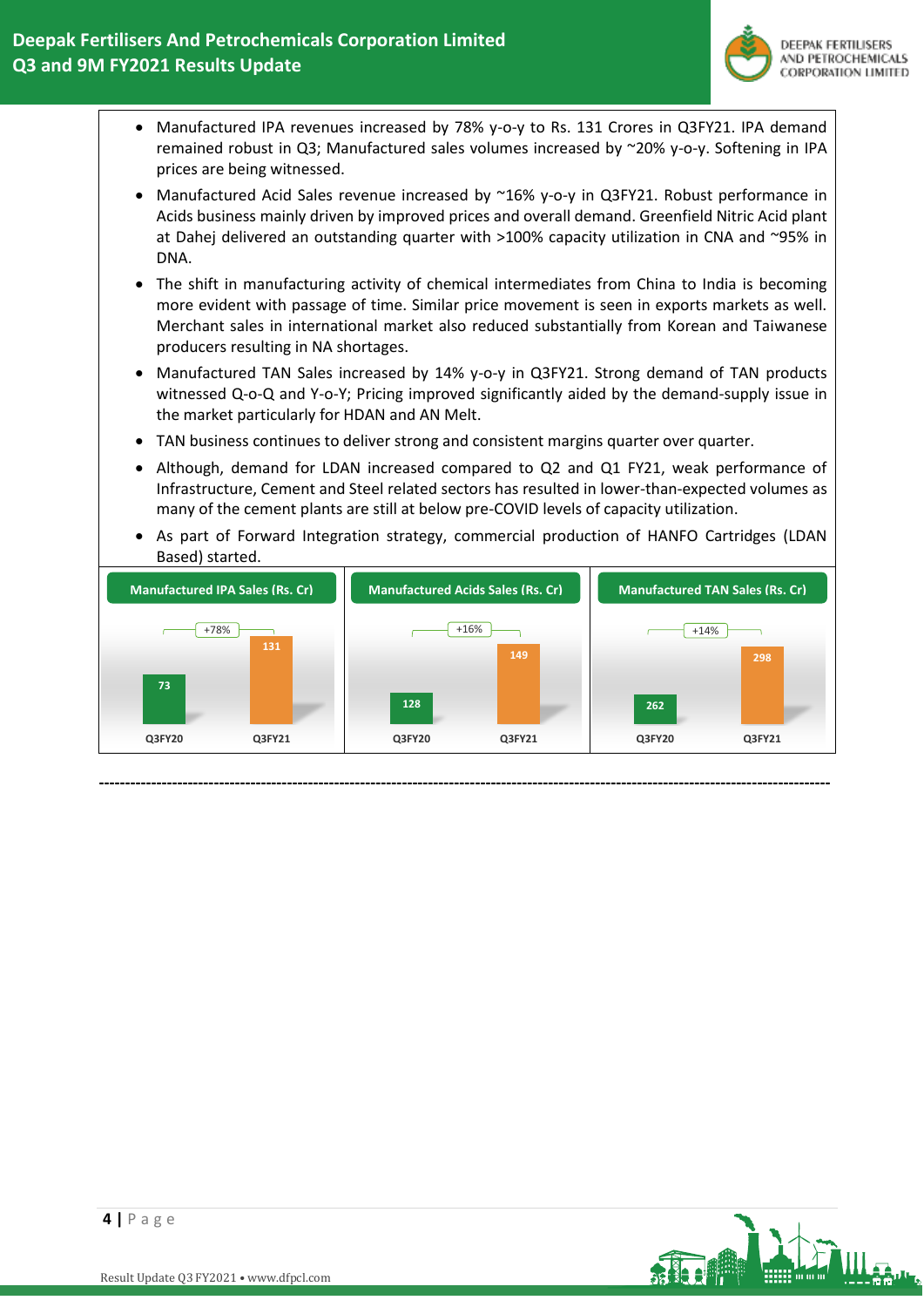- Manufactured IPA revenues increased by 78% y-o-y to Rs. 131 Crores in Q3FY21. IPA demand remained robust in Q3; Manufactured sales volumes increased by ~20% y-o-y. Softening in IPA prices are being witnessed.
- Manufactured Acid Sales revenue increased by ~16% y-o-y in Q3FY21. Robust performance in Acids business mainly driven by improved prices and overall demand. Greenfield Nitric Acid plant at Dahej delivered an outstanding quarter with >100% capacity utilization in CNA and ~95% in DNA.
- The shift in manufacturing activity of chemical intermediates from China to India is becoming more evident with passage of time. Similar price movement is seen in exports markets as well. Merchant sales in international market also reduced substantially from Korean and Taiwanese producers resulting in NA shortages.
- Manufactured TAN Sales increased by 14% y-o-y in Q3FY21. Strong demand of TAN products witnessed Q-o-Q and Y-o-Y; Pricing improved significantly aided by the demand-supply issue in the market particularly for HDAN and AN Melt.
- TAN business continues to deliver strong and consistent margins quarter over quarter.
- Although, demand for LDAN increased compared to Q2 and Q1 FY21, weak performance of Infrastructure, Cement and Steel related sectors has resulted in lower-than-expected volumes as many of the cement plants are still at below pre-COVID levels of capacity utilization.
- As part of Forward Integration strategy, commercial production of HANFO Cartridges (LDAN Based) started.

**Manufactured IPA Sales (Rs. Cr)**

| | Q3FY20 | Q3FY21 |
|---|---|---|
| Sales | 73 | 131 |
| Growth | | +78% |

**Manufactured Acids Sales (Rs. Cr)**

| | Q3FY20 | Q3FY21 |
|---|---|---|
| Sales | 128 | 149 |
| Growth | | +16% |

**Manufactured TAN Sales (Rs. Cr)**

| | Q3FY20 | Q3FY21 |
|---|---|---|
| Sales | 262 | 298 |
| Growth | | +14% |

---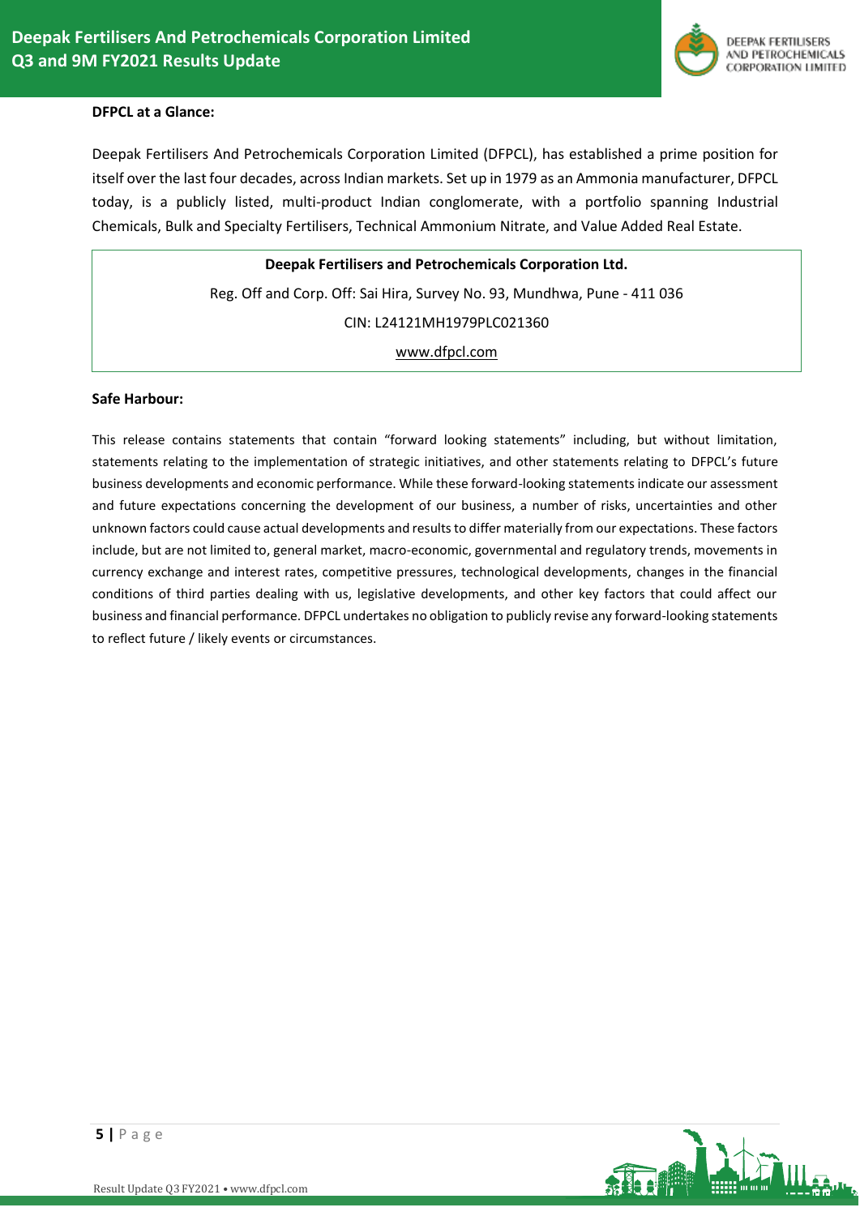**DFPCL at a Glance:**

Deepak Fertilisers And Petrochemicals Corporation Limited (DFPCL), has established a prime position for itself over the last four decades, across Indian markets. Set up in 1979 as an Ammonia manufacturer, DFPCL today, is a publicly listed, multi-product Indian conglomerate, with a portfolio spanning Industrial Chemicals, Bulk and Specialty Fertilisers, Technical Ammonium Nitrate, and Value Added Real Estate.

**Deepak Fertilisers and Petrochemicals Corporation Ltd.**

Reg. Off and Corp. Off: Sai Hira, Survey No. 93, Mundhwa, Pune - 411 036

CIN: L24121MH1979PLC021360

www.dfpcl.com

**Safe Harbour:**

This release contains statements that contain "forward looking statements" including, but without limitation, statements relating to the implementation of strategic initiatives, and other statements relating to DFPCL's future business developments and economic performance. While these forward-looking statements indicate our assessment and future expectations concerning the development of our business, a number of risks, uncertainties and other unknown factors could cause actual developments and results to differ materially from our expectations. These factors include, but are not limited to, general market, macro-economic, governmental and regulatory trends, movements in currency exchange and interest rates, competitive pressures, technological developments, changes in the financial conditions of third parties dealing with us, legislative developments, and other key factors that could affect our business and financial performance. DFPCL undertakes no obligation to publicly revise any forward-looking statements to reflect future / likely events or circumstances.